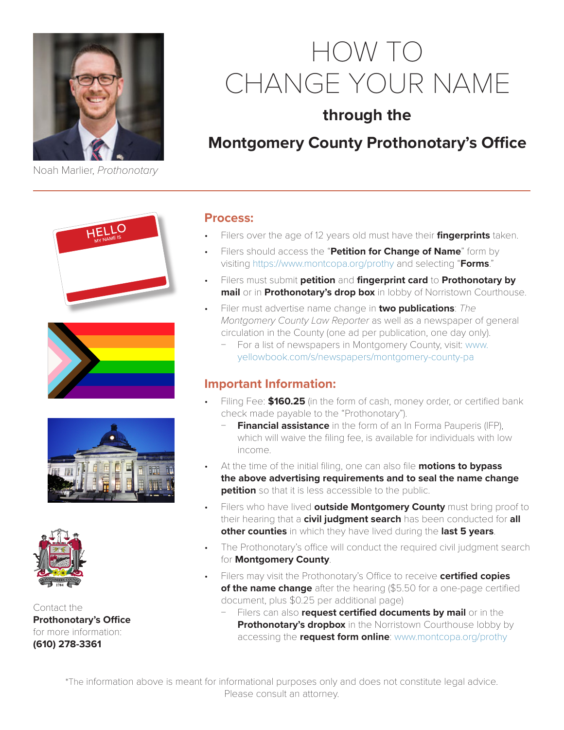Noah Marlier, *Prothonotary*

# HOW TO CHANGE YOUR NAME

## through the

## Montgomery County Prothonotary's Office

### Process:

- Filers over the age of 12 years old must have their **fingerprints** taken.
- Filers should access the "**Petition for Change of Name**" form by visiting https://www.montcopa.org/prothy and selecting "**Forms**."
- Filers must submit **petition** and **fingerprint card** to **Prothonotary by mail** or in **Prothonotary's drop box** in lobby of Norristown Courthouse.
- Filer must advertise name change in **two publications**: *The Montgomery County Law Reporter* as well as a newspaper of general circulation in the County (one ad per publication, one day only).
  - For a list of newspapers in Montgomery County, visit: www.yellowbook.com/s/newspapers/montgomery-county-pa

### Important Information:

- Filing Fee: **$160.25** (in the form of cash, money order, or certified bank check made payable to the "Prothonotary").
  - **Financial assistance** in the form of an In Forma Pauperis (IFP), which will waive the filing fee, is available for individuals with low income.
- At the time of the initial filing, one can also file **motions to bypass the above advertising requirements and to seal the name change petition** so that it is less accessible to the public.
- Filers who have lived **outside Montgomery County** must bring proof to their hearing that a **civil judgment search** has been conducted for **all other counties** in which they have lived during the **last 5 years**.
- The Prothonotary's office will conduct the required civil judgment search for **Montgomery County**.
- Filers may visit the Prothonotary's Office to receive **certified copies of the name change** after the hearing ($5.50 for a one-page certified document, plus $0.25 per additional page)
  - Filers can also **request certified documents by mail** or in the **Prothonotary's dropbox** in the Norristown Courthouse lobby by accessing the **request form online**: www.montcopa.org/prothy

Contact the **Prothonotary's Office** for more information: **(610) 278-3361**

*The information above is meant for informational purposes only and does not constitute legal advice. Please consult an attorney.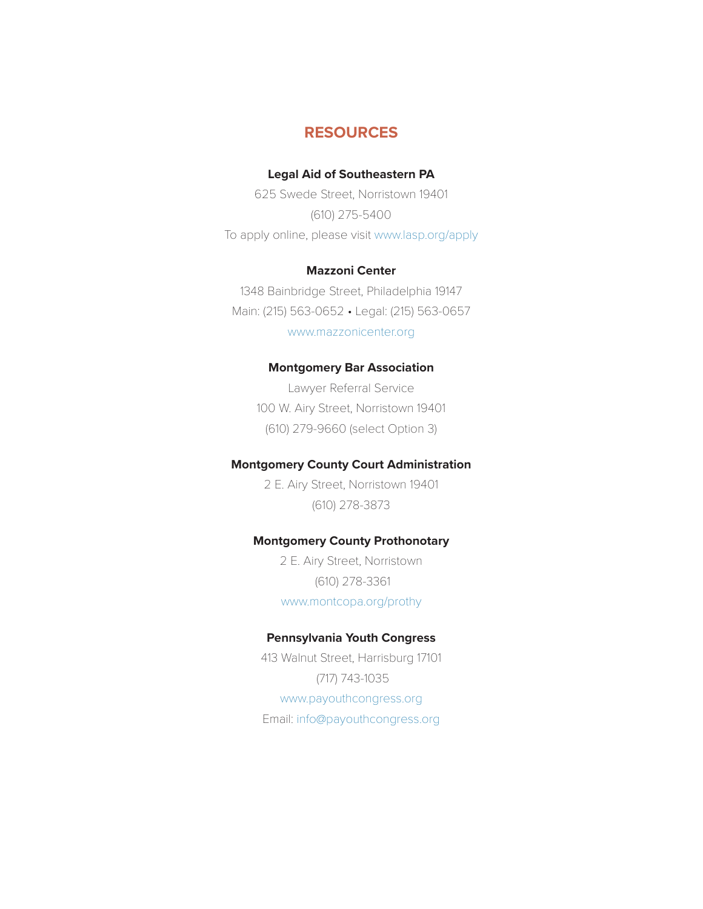## RESOURCES

**Legal Aid of Southeastern PA**

625 Swede Street, Norristown 19401

(610) 275-5400

To apply online, please visit www.lasp.org/apply

**Mazzoni Center**

1348 Bainbridge Street, Philadelphia 19147

Main: (215) 563-0652 • Legal: (215) 563-0657

www.mazzonicenter.org

**Montgomery Bar Association**

Lawyer Referral Service

100 W. Airy Street, Norristown 19401

(610) 279-9660 (select Option 3)

**Montgomery County Court Administration**

2 E. Airy Street, Norristown 19401

(610) 278-3873

**Montgomery County Prothonotary**

2 E. Airy Street, Norristown

(610) 278-3361

www.montcopa.org/prothy

**Pennsylvania Youth Congress**

413 Walnut Street, Harrisburg 17101

(717) 743-1035

www.payouthcongress.org

Email: info@payouthcongress.org